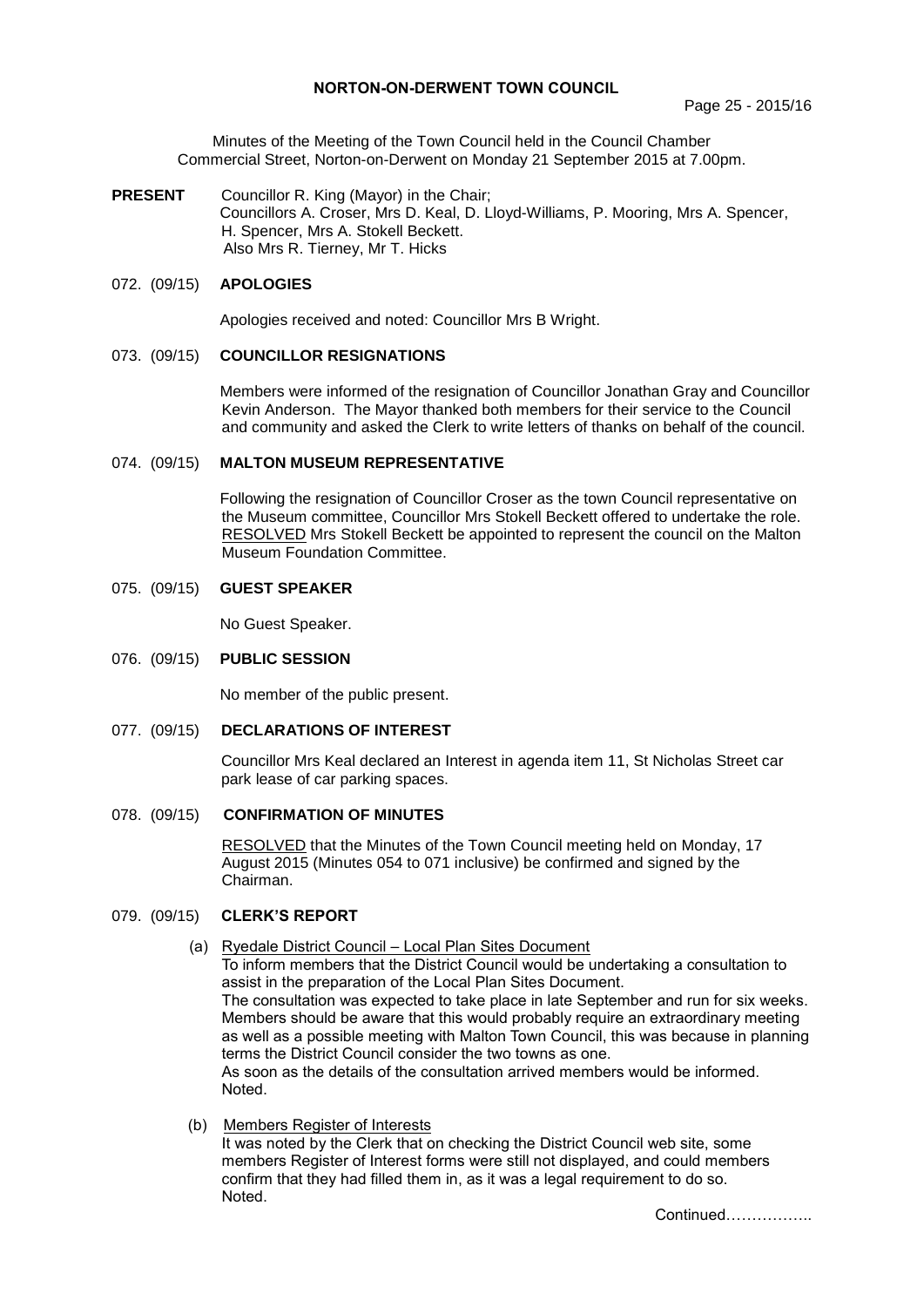# NORTON-ON-DERWENT TOWN COUNCIL

Minutes of the Meeting of the Town Council held in the Council Chamber Commercial Street, Norton-on-Derwent on Monday 21 September 2015 at 7.00pm.

**PRESENT** Councillor R. King (Mayor) in the Chair;
Councillors A. Croser, Mrs D. Keal, D. Lloyd-Williams, P. Mooring, Mrs A. Spencer, H. Spencer, Mrs A. Stokell Beckett.
Also Mrs R. Tierney, Mr T. Hicks

## 072. (09/15) APOLOGIES

Apologies received and noted: Councillor Mrs B Wright.

## 073. (09/15) COUNCILLOR RESIGNATIONS

Members were informed of the resignation of Councillor Jonathan Gray and Councillor Kevin Anderson. The Mayor thanked both members for their service to the Council and community and asked the Clerk to write letters of thanks on behalf of the council.

## 074. (09/15) MALTON MUSEUM REPRESENTATIVE

Following the resignation of Councillor Croser as the town Council representative on the Museum committee, Councillor Mrs Stokell Beckett offered to undertake the role. RESOLVED Mrs Stokell Beckett be appointed to represent the council on the Malton Museum Foundation Committee.

## 075. (09/15) GUEST SPEAKER

No Guest Speaker.

## 076. (09/15) PUBLIC SESSION

No member of the public present.

## 077. (09/15) DECLARATIONS OF INTEREST

Councillor Mrs Keal declared an Interest in agenda item 11, St Nicholas Street car park lease of car parking spaces.

## 078. (09/15) CONFIRMATION OF MINUTES

RESOLVED that the Minutes of the Town Council meeting held on Monday, 17 August 2015 (Minutes 054 to 071 inclusive) be confirmed and signed by the Chairman.

## 079. (09/15) CLERK'S REPORT

(a) Ryedale District Council – Local Plan Sites Document

To inform members that the District Council would be undertaking a consultation to assist in the preparation of the Local Plan Sites Document.
The consultation was expected to take place in late September and run for six weeks. Members should be aware that this would probably require an extraordinary meeting as well as a possible meeting with Malton Town Council, this was because in planning terms the District Council consider the two towns as one.
As soon as the details of the consultation arrived members would be informed.
Noted.

(b) Members Register of Interests

It was noted by the Clerk that on checking the District Council web site, some members Register of Interest forms were still not displayed, and could members confirm that they had filled them in, as it was a legal requirement to do so.
Noted.

Continued……………..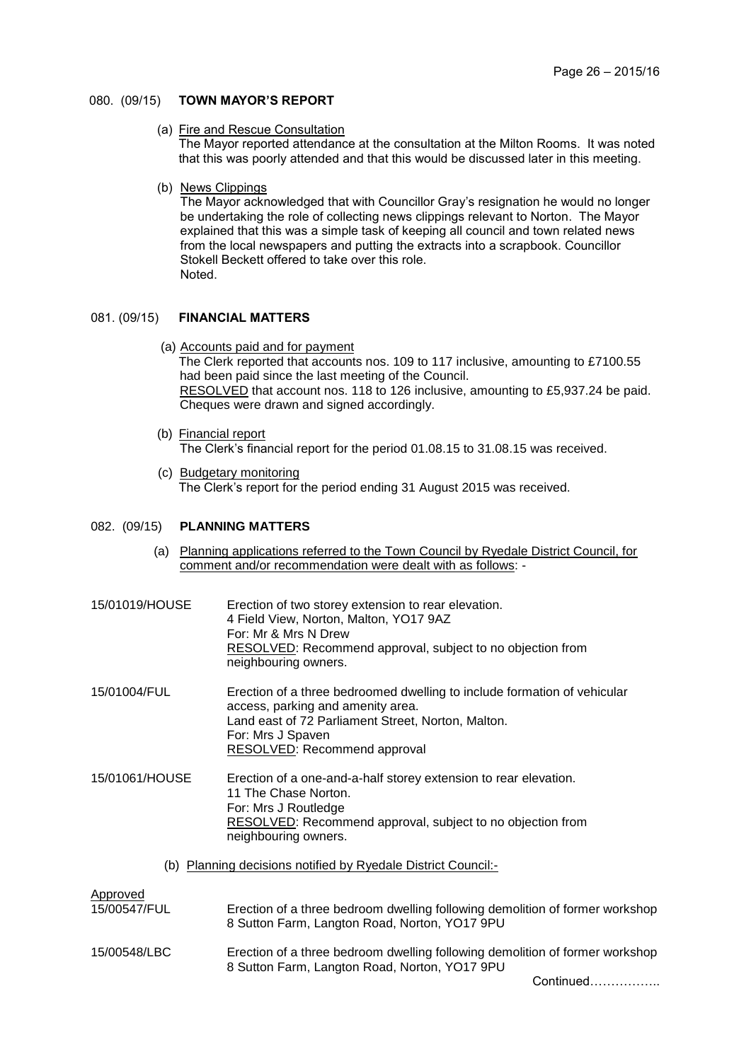## 080. (09/15) TOWN MAYOR'S REPORT

(a) Fire and Rescue Consultation

The Mayor reported attendance at the consultation at the Milton Rooms. It was noted that this was poorly attended and that this would be discussed later in this meeting.

(b) News Clippings

The Mayor acknowledged that with Councillor Gray's resignation he would no longer be undertaking the role of collecting news clippings relevant to Norton. The Mayor explained that this was a simple task of keeping all council and town related news from the local newspapers and putting the extracts into a scrapbook. Councillor Stokell Beckett offered to take over this role.
Noted.

## 081. (09/15) FINANCIAL MATTERS

(a) Accounts paid and for payment

The Clerk reported that accounts nos. 109 to 117 inclusive, amounting to £7100.55 had been paid since the last meeting of the Council.
RESOLVED that account nos. 118 to 126 inclusive, amounting to £5,937.24 be paid. Cheques were drawn and signed accordingly.

(b) Financial report

The Clerk's financial report for the period 01.08.15 to 31.08.15 was received.

(c) Budgetary monitoring

The Clerk's report for the period ending 31 August 2015 was received.

## 082. (09/15) PLANNING MATTERS

(a) Planning applications referred to the Town Council by Ryedale District Council, for comment and/or recommendation were dealt with as follows: -

15/01019/HOUSE — Erection of two storey extension to rear elevation.
4 Field View, Norton, Malton, YO17 9AZ
For: Mr & Mrs N Drew
RESOLVED: Recommend approval, subject to no objection from neighbouring owners.

15/01004/FUL — Erection of a three bedroomed dwelling to include formation of vehicular access, parking and amenity area.
Land east of 72 Parliament Street, Norton, Malton.
For: Mrs J Spaven
RESOLVED: Recommend approval

15/01061/HOUSE — Erection of a one-and-a-half storey extension to rear elevation.
11 The Chase Norton.
For: Mrs J Routledge
RESOLVED: Recommend approval, subject to no objection from neighbouring owners.

(b) Planning decisions notified by Ryedale District Council:-

Approved

15/00547/FUL — Erection of a three bedroom dwelling following demolition of former workshop
8 Sutton Farm, Langton Road, Norton, YO17 9PU

15/00548/LBC — Erection of a three bedroom dwelling following demolition of former workshop
8 Sutton Farm, Langton Road, Norton, YO17 9PU

Continued……………..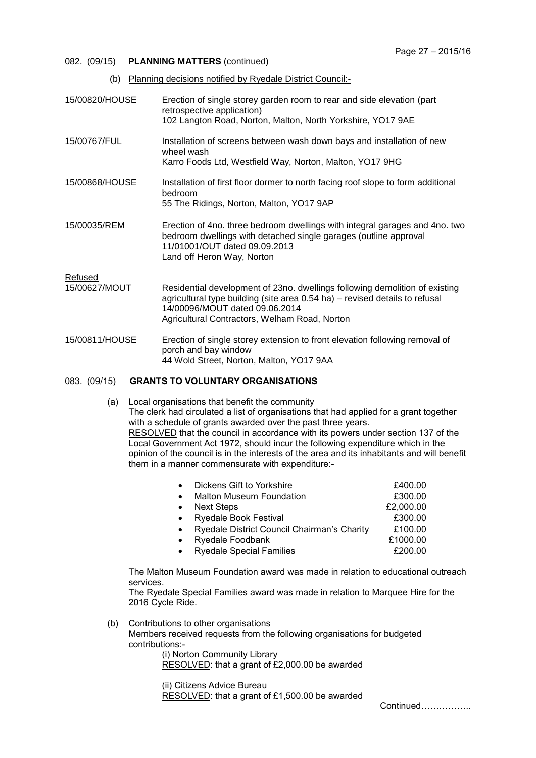082. (09/15) **PLANNING MATTERS** (continued)

(b) Planning decisions notified by Ryedale District Council:-

| | |
|---|---|
| 15/00820/HOUSE | Erection of single storey garden room to rear and side elevation (part retrospective application)<br>102 Langton Road, Norton, Malton, North Yorkshire, YO17 9AE |
| 15/00767/FUL | Installation of screens between wash down bays and installation of new wheel wash<br>Karro Foods Ltd, Westfield Way, Norton, Malton, YO17 9HG |
| 15/00868/HOUSE | Installation of first floor dormer to north facing roof slope to form additional bedroom<br>55 The Ridings, Norton, Malton, YO17 9AP |
| 15/00035/REM | Erection of 4no. three bedroom dwellings with integral garages and 4no. two bedroom dwellings with detached single garages (outline approval 11/01001/OUT dated 09.09.2013<br>Land off Heron Way, Norton |

Refused

| | |
|---|---|
| 15/00627/MOUT | Residential development of 23no. dwellings following demolition of existing agricultural type building (site area 0.54 ha) – revised details to refusal 14/00096/MOUT dated 09.06.2014<br>Agricultural Contractors, Welham Road, Norton |
| 15/00811/HOUSE | Erection of single storey extension to front elevation following removal of porch and bay window<br>44 Wold Street, Norton, Malton, YO17 9AA |

083. (09/15) **GRANTS TO VOLUNTARY ORGANISATIONS**

(a) Local organisations that benefit the community

The clerk had circulated a list of organisations that had applied for a grant together with a schedule of grants awarded over the past three years.

RESOLVED that the council in accordance with its powers under section 137 of the Local Government Act 1972, should incur the following expenditure which in the opinion of the council is in the interests of the area and its inhabitants and will benefit them in a manner commensurate with expenditure:-

- Dickens Gift to Yorkshire £400.00
- Malton Museum Foundation £300.00
- Next Steps £2,000.00
- Ryedale Book Festival £300.00
- Ryedale District Council Chairman's Charity £100.00
- Ryedale Foodbank £1000.00
- Ryedale Special Families £200.00

The Malton Museum Foundation award was made in relation to educational outreach services.

The Ryedale Special Families award was made in relation to Marquee Hire for the 2016 Cycle Ride.

(b) Contributions to other organisations

Members received requests from the following organisations for budgeted contributions:-

(i) Norton Community Library
RESOLVED: that a grant of £2,000.00 be awarded

(ii) Citizens Advice Bureau
RESOLVED: that a grant of £1,500.00 be awarded

Continued……………..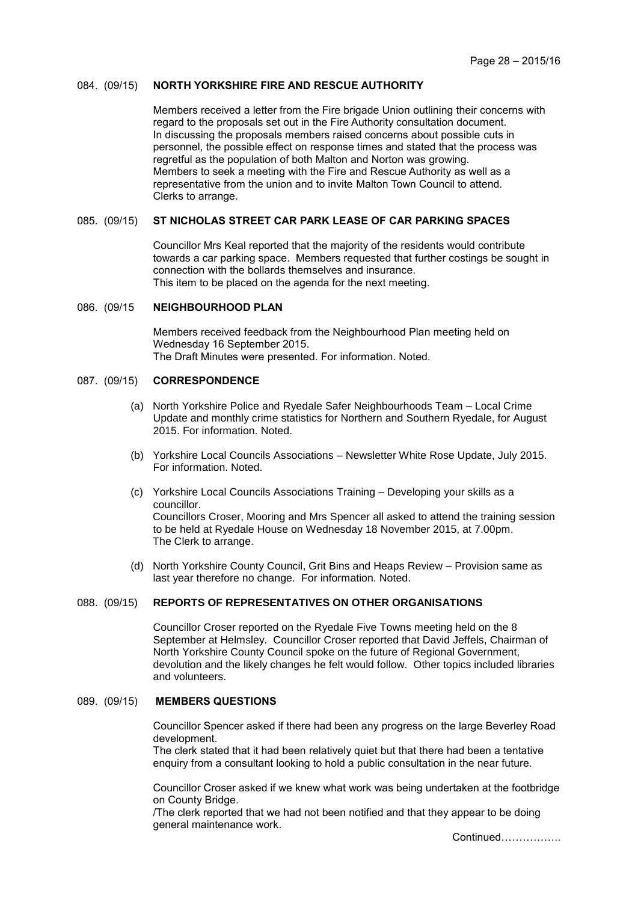084. (09/15) **NORTH YORKSHIRE FIRE AND RESCUE AUTHORITY**

Members received a letter from the Fire brigade Union outlining their concerns with regard to the proposals set out in the Fire Authority consultation document.
In discussing the proposals members raised concerns about possible cuts in personnel, the possible effect on response times and stated that the process was regretful as the population of both Malton and Norton was growing.
Members to seek a meeting with the Fire and Rescue Authority as well as a representative from the union and to invite Malton Town Council to attend.
Clerks to arrange.

085. (09/15) **ST NICHOLAS STREET CAR PARK LEASE OF CAR PARKING SPACES**

Councillor Mrs Keal reported that the majority of the residents would contribute towards a car parking space. Members requested that further costings be sought in connection with the bollards themselves and insurance.
This item to be placed on the agenda for the next meeting.

086. (09/15 **NEIGHBOURHOOD PLAN**

Members received feedback from the Neighbourhood Plan meeting held on Wednesday 16 September 2015.
The Draft Minutes were presented. For information. Noted.

087. (09/15) **CORRESPONDENCE**

(a) North Yorkshire Police and Ryedale Safer Neighbourhoods Team – Local Crime Update and monthly crime statistics for Northern and Southern Ryedale, for August 2015. For information. Noted.

(b) Yorkshire Local Councils Associations – Newsletter White Rose Update, July 2015. For information. Noted.

(c) Yorkshire Local Councils Associations Training – Developing your skills as a councillor.
Councillors Croser, Mooring and Mrs Spencer all asked to attend the training session to be held at Ryedale House on Wednesday 18 November 2015, at 7.00pm.
The Clerk to arrange.

(d) North Yorkshire County Council, Grit Bins and Heaps Review – Provision same as last year therefore no change. For information. Noted.

088. (09/15) **REPORTS OF REPRESENTATIVES ON OTHER ORGANISATIONS**

Councillor Croser reported on the Ryedale Five Towns meeting held on the 8 September at Helmsley. Councillor Croser reported that David Jeffels, Chairman of North Yorkshire County Council spoke on the future of Regional Government, devolution and the likely changes he felt would follow. Other topics included libraries and volunteers.

089. (09/15) **MEMBERS QUESTIONS**

Councillor Spencer asked if there had been any progress on the large Beverley Road development.
The clerk stated that it had been relatively quiet but that there had been a tentative enquiry from a consultant looking to hold a public consultation in the near future.

Councillor Croser asked if we knew what work was being undertaken at the footbridge on County Bridge.
/The clerk reported that we had not been notified and that they appear to be doing general maintenance work.

Continued……………..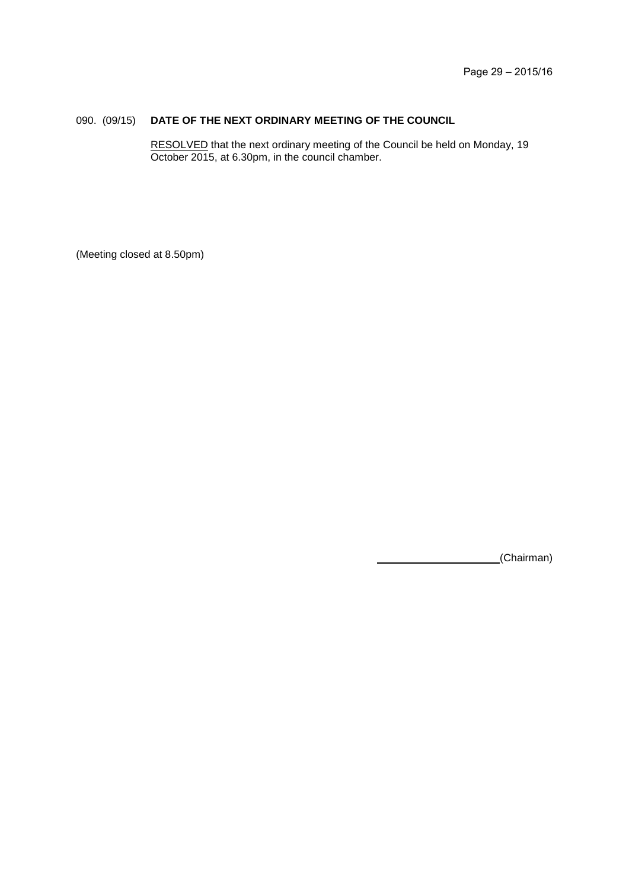090. (09/15) **DATE OF THE NEXT ORDINARY MEETING OF THE COUNCIL**

RESOLVED that the next ordinary meeting of the Council be held on Monday, 19 October 2015, at 6.30pm, in the council chamber.

(Meeting closed at 8.50pm)

\_\_\_\_\_\_\_\_\_\_\_\_\_\_\_\_\_\_\_\_(Chairman)